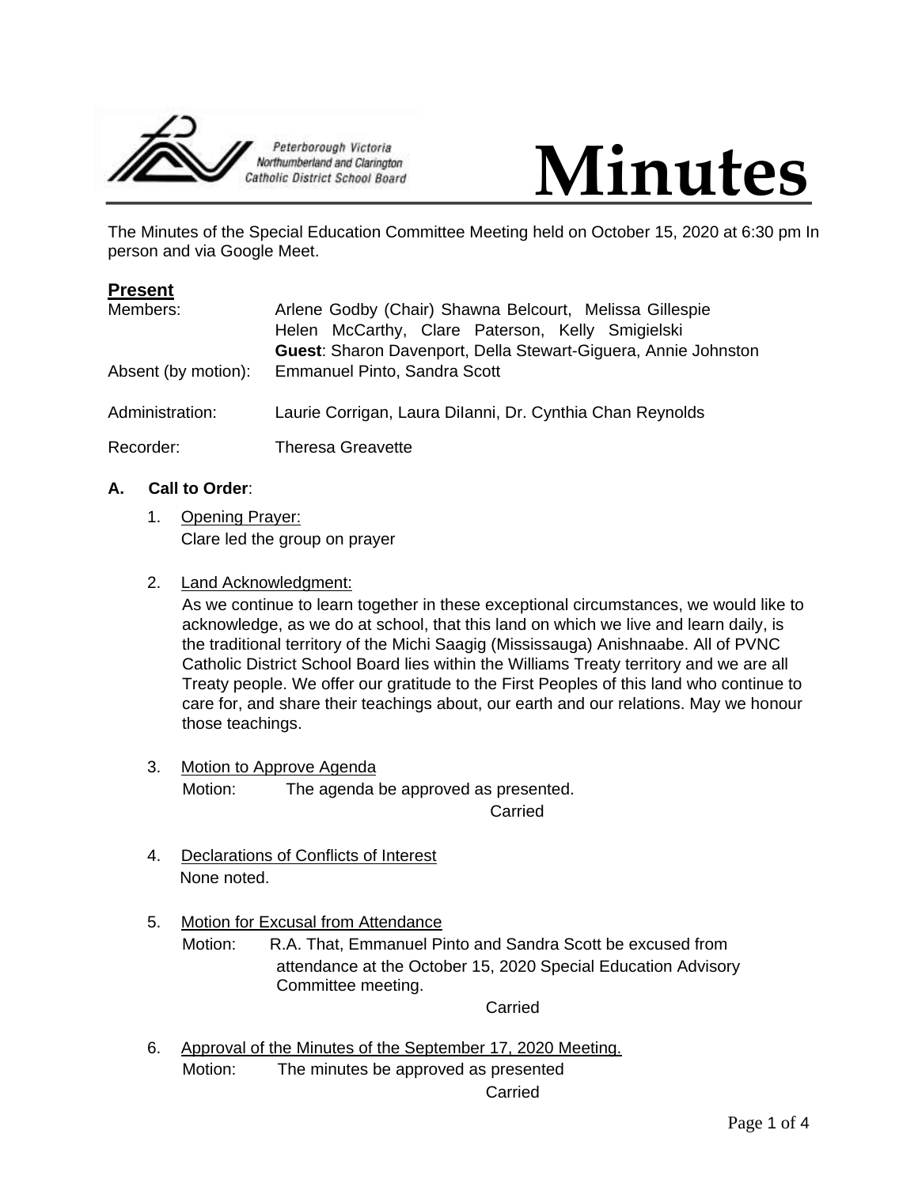Peterborough Victoria Northumberland and Clarington Catholic District School Board

# Minutes

The Minutes of the Special Education Committee Meeting held on October 15, 2020 at 6:30 pm In person and via Google Meet.

## Present

Members: Arlene Godby (Chair) Shawna Belcourt, Melissa Gillespie Helen McCarthy, Clare Paterson, Kelly Smigielski
**Guest**: Sharon Davenport, Della Stewart-Giguera, Annie Johnston

Absent (by motion): Emmanuel Pinto, Sandra Scott

Administration: Laurie Corrigan, Laura DiIanni, Dr. Cynthia Chan Reynolds

Recorder: Theresa Greavette

**A. Call to Order**:

1. Opening Prayer:
   Clare led the group on prayer

2. Land Acknowledgment:
   As we continue to learn together in these exceptional circumstances, we would like to acknowledge, as we do at school, that this land on which we live and learn daily, is the traditional territory of the Michi Saagig (Mississauga) Anishnaabe. All of PVNC Catholic District School Board lies within the Williams Treaty territory and we are all Treaty people. We offer our gratitude to the First Peoples of this land who continue to care for, and share their teachings about, our earth and our relations. May we honour those teachings.

3. Motion to Approve Agenda
   Motion: The agenda be approved as presented.
   Carried

4. Declarations of Conflicts of Interest
   None noted.

5. Motion for Excusal from Attendance
   Motion: R.A. That, Emmanuel Pinto and Sandra Scott be excused from attendance at the October 15, 2020 Special Education Advisory Committee meeting.
   Carried

6. Approval of the Minutes of the September 17, 2020 Meeting.
   Motion: The minutes be approved as presented
   Carried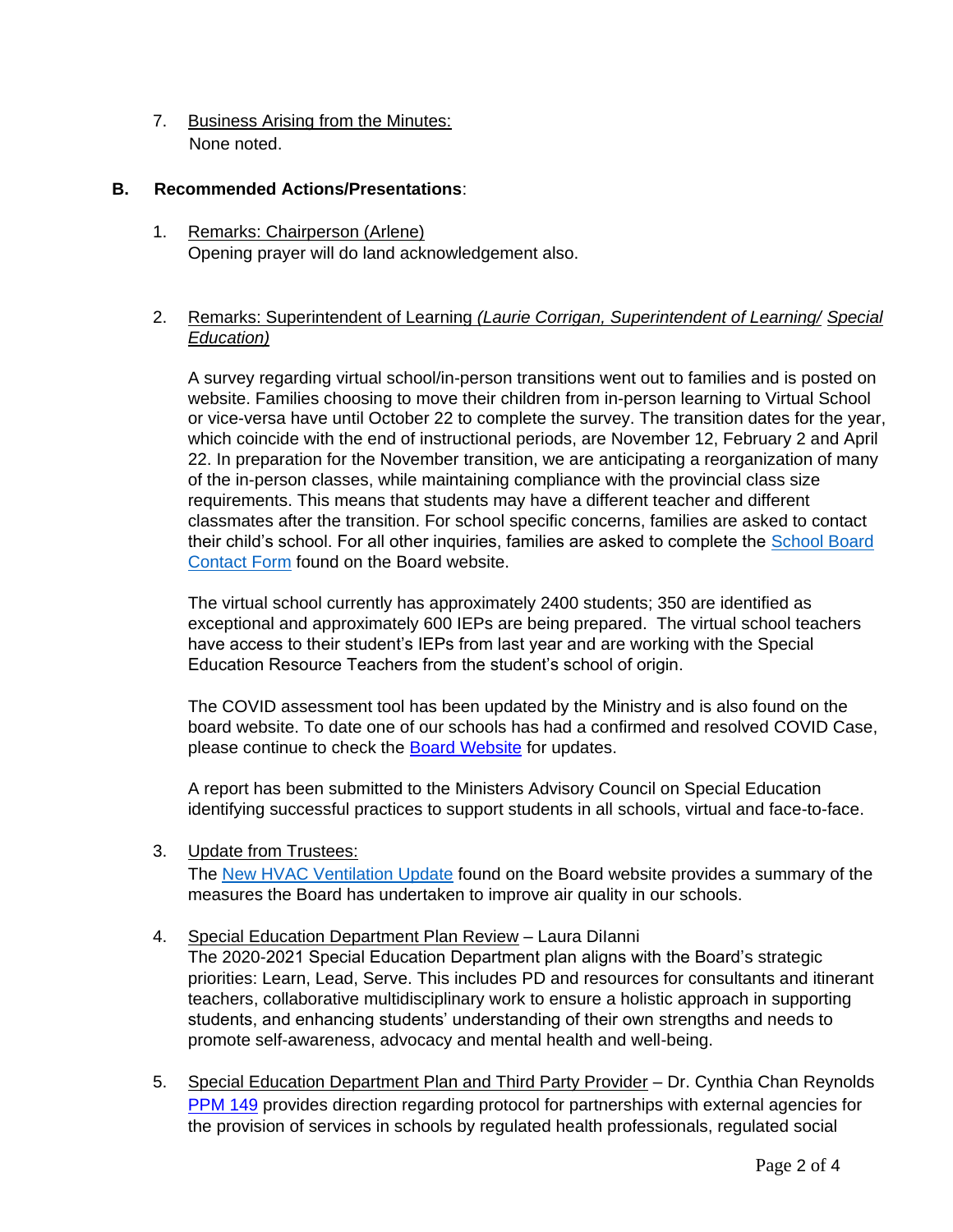7. Business Arising from the Minutes:
   None noted.

**B. Recommended Actions/Presentations**:

1. Remarks: Chairperson (Arlene)
   Opening prayer will do land acknowledgement also.

2. Remarks: Superintendent of Learning *(Laurie Corrigan, Superintendent of Learning/ Special Education)*

   A survey regarding virtual school/in-person transitions went out to families and is posted on website. Families choosing to move their children from in-person learning to Virtual School or vice-versa have until October 22 to complete the survey. The transition dates for the year, which coincide with the end of instructional periods, are November 12, February 2 and April 22. In preparation for the November transition, we are anticipating a reorganization of many of the in-person classes, while maintaining compliance with the provincial class size requirements. This means that students may have a different teacher and different classmates after the transition. For school specific concerns, families are asked to contact their child's school. For all other inquiries, families are asked to complete the School Board Contact Form found on the Board website.

   The virtual school currently has approximately 2400 students; 350 are identified as exceptional and approximately 600 IEPs are being prepared. The virtual school teachers have access to their student's IEPs from last year and are working with the Special Education Resource Teachers from the student's school of origin.

   The COVID assessment tool has been updated by the Ministry and is also found on the board website. To date one of our schools has had a confirmed and resolved COVID Case, please continue to check the Board Website for updates.

   A report has been submitted to the Ministers Advisory Council on Special Education identifying successful practices to support students in all schools, virtual and face-to-face.

3. Update from Trustees:
   The New HVAC Ventilation Update found on the Board website provides a summary of the measures the Board has undertaken to improve air quality in our schools.

4. Special Education Department Plan Review – Laura DiIanni
   The 2020-2021 Special Education Department plan aligns with the Board's strategic priorities: Learn, Lead, Serve. This includes PD and resources for consultants and itinerant teachers, collaborative multidisciplinary work to ensure a holistic approach in supporting students, and enhancing students' understanding of their own strengths and needs to promote self-awareness, advocacy and mental health and well-being.

5. Special Education Department Plan and Third Party Provider – Dr. Cynthia Chan Reynolds
   PPM 149 provides direction regarding protocol for partnerships with external agencies for the provision of services in schools by regulated health professionals, regulated social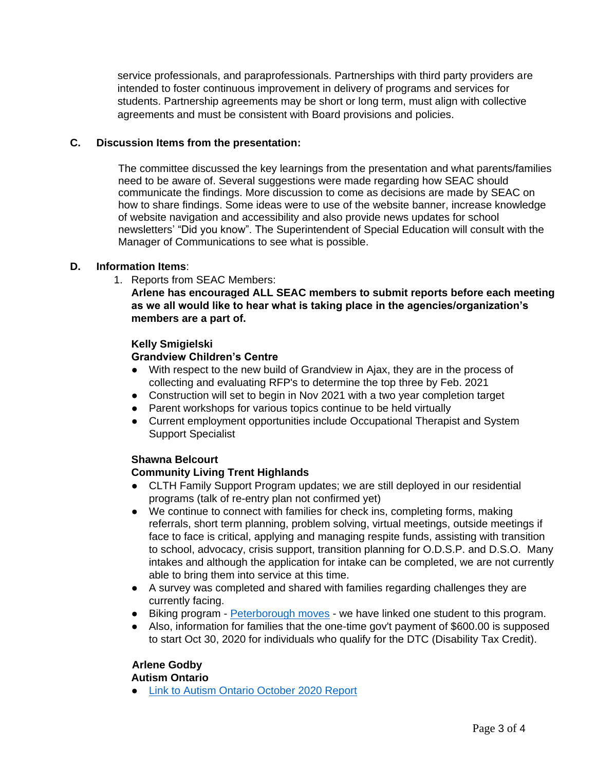service professionals, and paraprofessionals. Partnerships with third party providers are intended to foster continuous improvement in delivery of programs and services for students. Partnership agreements may be short or long term, must align with collective agreements and must be consistent with Board provisions and policies.

**C. Discussion Items from the presentation:**

The committee discussed the key learnings from the presentation and what parents/families need to be aware of. Several suggestions were made regarding how SEAC should communicate the findings. More discussion to come as decisions are made by SEAC on how to share findings. Some ideas were to use of the website banner, increase knowledge of website navigation and accessibility and also provide news updates for school newsletters' "Did you know". The Superintendent of Special Education will consult with the Manager of Communications to see what is possible.

**D. Information Items**:

1. Reports from SEAC Members:
   **Arlene has encouraged ALL SEAC members to submit reports before each meeting as we all would like to hear what is taking place in the agencies/organization's members are a part of.**

   **Kelly Smigielski**
   **Grandview Children's Centre**
   - With respect to the new build of Grandview in Ajax, they are in the process of collecting and evaluating RFP's to determine the top three by Feb. 2021
   - Construction will set to begin in Nov 2021 with a two year completion target
   - Parent workshops for various topics continue to be held virtually
   - Current employment opportunities include Occupational Therapist and System Support Specialist

   **Shawna Belcourt**
   **Community Living Trent Highlands**
   - CLTH Family Support Program updates; we are still deployed in our residential programs (talk of re-entry plan not confirmed yet)
   - We continue to connect with families for check ins, completing forms, making referrals, short term planning, problem solving, virtual meetings, outside meetings if face to face is critical, applying and managing respite funds, assisting with transition to school, advocacy, crisis support, transition planning for O.D.S.P. and D.S.O. Many intakes and although the application for intake can be completed, we are not currently able to bring them into service at this time.
   - A survey was completed and shared with families regarding challenges they are currently facing.
   - Biking program - Peterborough moves - we have linked one student to this program.
   - Also, information for families that the one-time gov't payment of $600.00 is supposed to start Oct 30, 2020 for individuals who qualify for the DTC (Disability Tax Credit).

   **Arlene Godby**
   **Autism Ontario**
   - Link to Autism Ontario October 2020 Report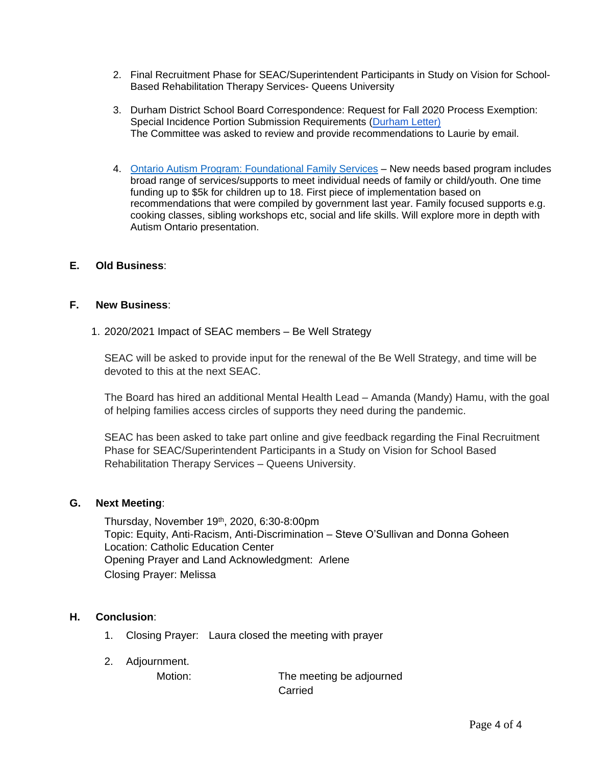2. Final Recruitment Phase for SEAC/Superintendent Participants in Study on Vision for School-Based Rehabilitation Therapy Services- Queens University

3. Durham District School Board Correspondence: Request for Fall 2020 Process Exemption: Special Incidence Portion Submission Requirements (Durham Letter)
   The Committee was asked to review and provide recommendations to Laurie by email.

4. Ontario Autism Program: Foundational Family Services – New needs based program includes broad range of services/supports to meet individual needs of family or child/youth. One time funding up to $5k for children up to 18. First piece of implementation based on recommendations that were compiled by government last year. Family focused supports e.g. cooking classes, sibling workshops etc, social and life skills. Will explore more in depth with Autism Ontario presentation.

## E. Old Business:

## F. New Business:

1. 2020/2021 Impact of SEAC members – Be Well Strategy

   SEAC will be asked to provide input for the renewal of the Be Well Strategy, and time will be devoted to this at the next SEAC.

   The Board has hired an additional Mental Health Lead – Amanda (Mandy) Hamu, with the goal of helping families access circles of supports they need during the pandemic.

   SEAC has been asked to take part online and give feedback regarding the Final Recruitment Phase for SEAC/Superintendent Participants in a Study on Vision for School Based Rehabilitation Therapy Services – Queens University.

## G. Next Meeting:

Thursday, November 19th, 2020, 6:30-8:00pm
Topic: Equity, Anti-Racism, Anti-Discrimination – Steve O'Sullivan and Donna Goheen
Location: Catholic Education Center
Opening Prayer and Land Acknowledgment: Arlene
Closing Prayer: Melissa

## H. Conclusion:

1. Closing Prayer: Laura closed the meeting with prayer

2. Adjournment.

   Motion: The meeting be adjourned
   Carried